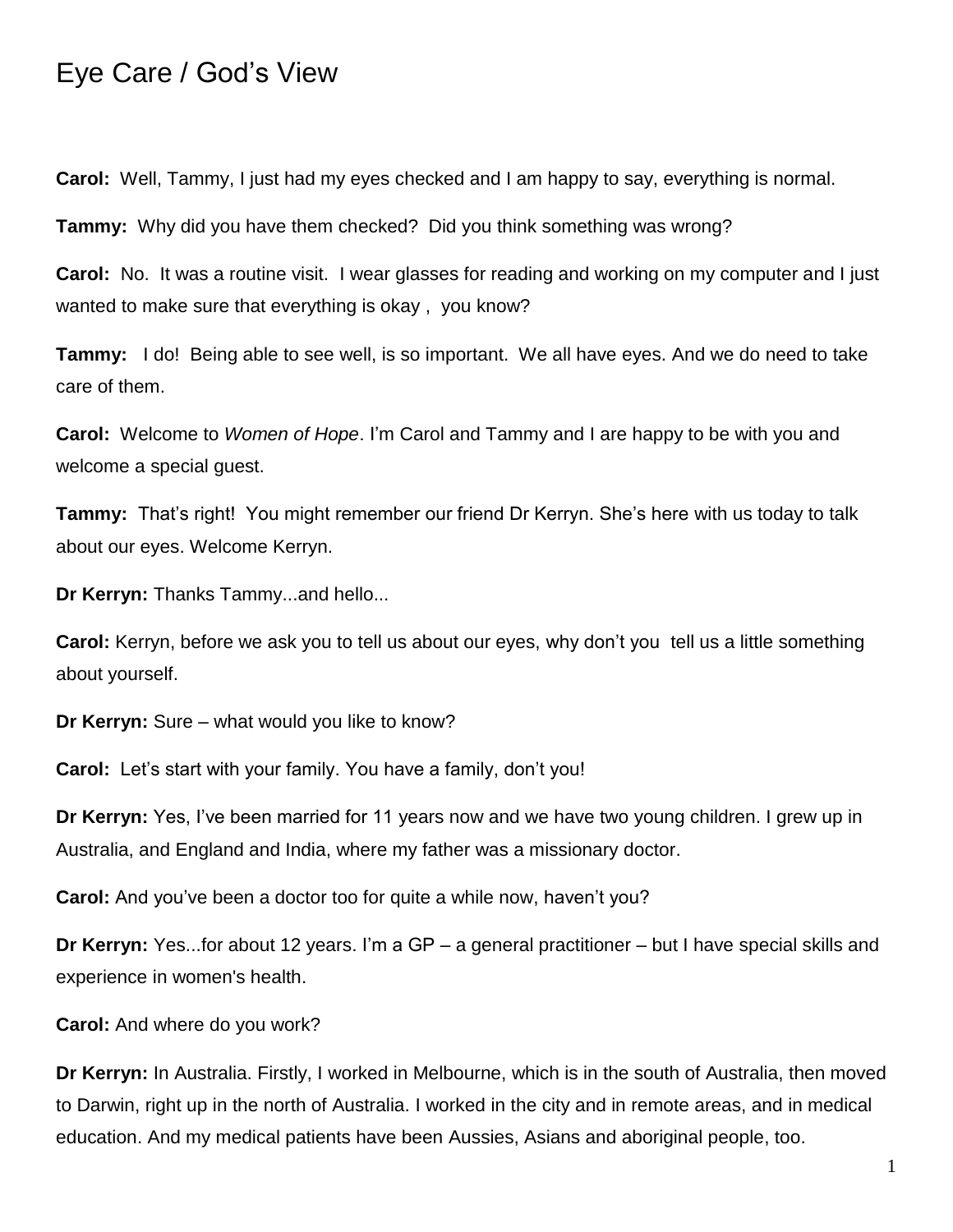# Eye Care / God's View

**Carol:** Well, Tammy, I just had my eyes checked and I am happy to say, everything is normal.

**Tammy:** Why did you have them checked? Did you think something was wrong?

**Carol:** No. It was a routine visit. I wear glasses for reading and working on my computer and I just wanted to make sure that everything is okay , you know?

**Tammy:** I do! Being able to see well, is so important. We all have eyes. And we do need to take care of them.

**Carol:** Welcome to *Women of Hope*. I'm Carol and Tammy and I are happy to be with you and welcome a special guest.

**Tammy:** That's right! You might remember our friend Dr Kerryn. She's here with us today to talk about our eyes. Welcome Kerryn.

**Dr Kerryn:** Thanks Tammy...and hello...

**Carol:** Kerryn, before we ask you to tell us about our eyes, why don't you tell us a little something about yourself.

**Dr Kerryn:** Sure – what would you like to know?

**Carol:** Let's start with your family. You have a family, don't you!

**Dr Kerryn:** Yes, I've been married for 11 years now and we have two young children. I grew up in Australia, and England and India, where my father was a missionary doctor.

**Carol:** And you've been a doctor too for quite a while now, haven't you?

**Dr Kerryn:** Yes...for about 12 years. I'm a GP – a general practitioner – but I have special skills and experience in women's health.

**Carol:** And where do you work?

**Dr Kerryn:** In Australia. Firstly, I worked in Melbourne, which is in the south of Australia, then moved to Darwin, right up in the north of Australia. I worked in the city and in remote areas, and in medical education. And my medical patients have been Aussies, Asians and aboriginal people, too.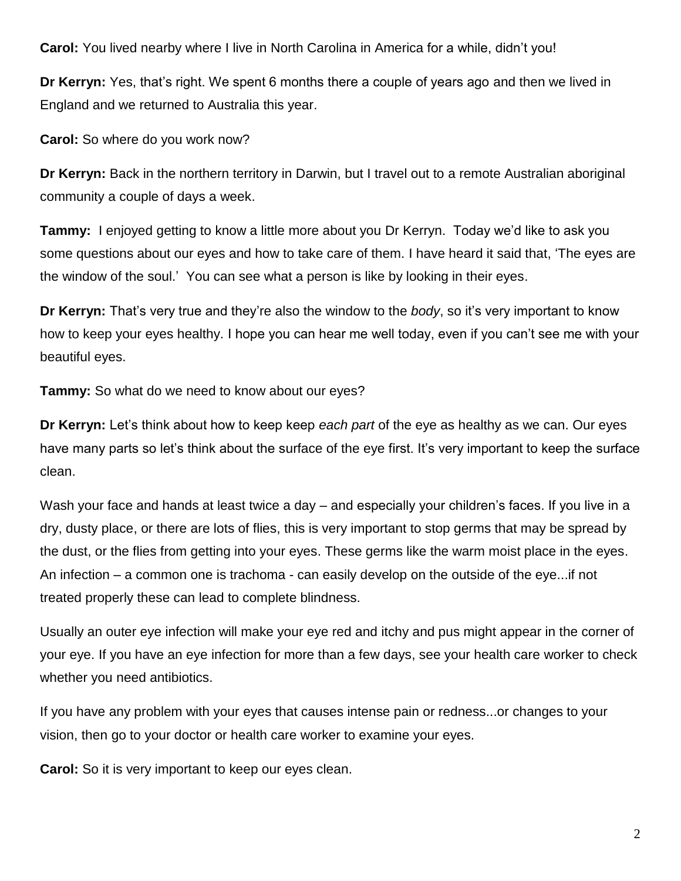**Carol:** You lived nearby where I live in North Carolina in America for a while, didn't you!

**Dr Kerryn:** Yes, that's right. We spent 6 months there a couple of years ago and then we lived in England and we returned to Australia this year.

**Carol:** So where do you work now?

**Dr Kerryn:** Back in the northern territory in Darwin, but I travel out to a remote Australian aboriginal community a couple of days a week.

**Tammy:** I enjoyed getting to know a little more about you Dr Kerryn. Today we'd like to ask you some questions about our eyes and how to take care of them. I have heard it said that, 'The eyes are the window of the soul.' You can see what a person is like by looking in their eyes.

**Dr Kerryn:** That's very true and they're also the window to the *body*, so it's very important to know how to keep your eyes healthy. I hope you can hear me well today, even if you can't see me with your beautiful eyes.

**Tammy:** So what do we need to know about our eyes?

**Dr Kerryn:** Let's think about how to keep keep *each part* of the eye as healthy as we can. Our eyes have many parts so let's think about the surface of the eye first. It's very important to keep the surface clean.

Wash your face and hands at least twice a day – and especially your children's faces. If you live in a dry, dusty place, or there are lots of flies, this is very important to stop germs that may be spread by the dust, or the flies from getting into your eyes. These germs like the warm moist place in the eyes. An infection – a common one is trachoma - can easily develop on the outside of the eye...if not treated properly these can lead to complete blindness.

Usually an outer eye infection will make your eye red and itchy and pus might appear in the corner of your eye. If you have an eye infection for more than a few days, see your health care worker to check whether you need antibiotics.

If you have any problem with your eyes that causes intense pain or redness...or changes to your vision, then go to your doctor or health care worker to examine your eyes.

**Carol:** So it is very important to keep our eyes clean.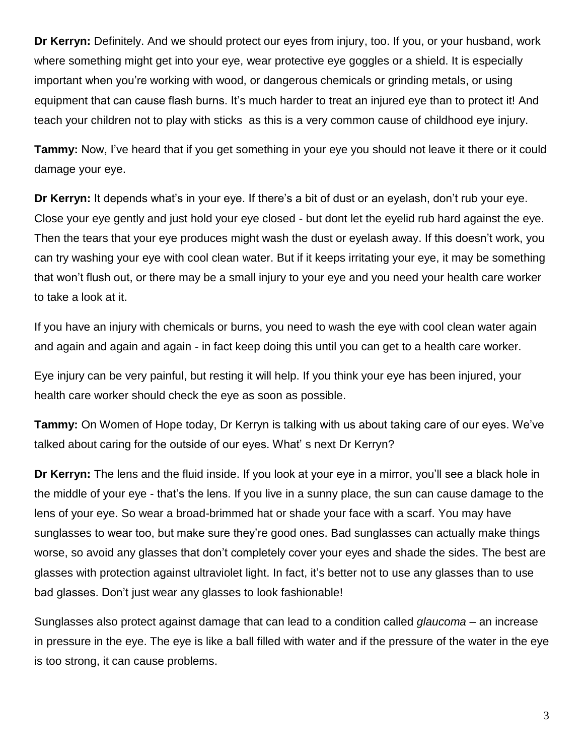**Dr Kerryn:** Definitely. And we should protect our eyes from injury, too. If you, or your husband, work where something might get into your eye, wear protective eye goggles or a shield. It is especially important when you're working with wood, or dangerous chemicals or grinding metals, or using equipment that can cause flash burns. It's much harder to treat an injured eye than to protect it! And teach your children not to play with sticks  as this is a very common cause of childhood eye injury.

**Tammy:** Now, I've heard that if you get something in your eye you should not leave it there or it could damage your eye.

**Dr Kerryn:** It depends what's in your eye. If there's a bit of dust or an eyelash, don't rub your eye. Close your eye gently and just hold your eye closed - but dont let the eyelid rub hard against the eye. Then the tears that your eye produces might wash the dust or eyelash away. If this doesn't work, you can try washing your eye with cool clean water. But if it keeps irritating your eye, it may be something that won't flush out, or there may be a small injury to your eye and you need your health care worker to take a look at it.

If you have an injury with chemicals or burns, you need to wash the eye with cool clean water again and again and again and again - in fact keep doing this until you can get to a health care worker.

Eye injury can be very painful, but resting it will help. If you think your eye has been injured, your health care worker should check the eye as soon as possible.

**Tammy:** On Women of Hope today, Dr Kerryn is talking with us about taking care of our eyes. We've talked about caring for the outside of our eyes. What' s next Dr Kerryn?

**Dr Kerryn:** The lens and the fluid inside. If you look at your eye in a mirror, you'll see a black hole in the middle of your eye - that's the lens. If you live in a sunny place, the sun can cause damage to the lens of your eye. So wear a broad-brimmed hat or shade your face with a scarf. You may have sunglasses to wear too, but make sure they're good ones. Bad sunglasses can actually make things worse, so avoid any glasses that don't completely cover your eyes and shade the sides. The best are glasses with protection against ultraviolet light. In fact, it's better not to use any glasses than to use bad glasses. Don't just wear any glasses to look fashionable!

Sunglasses also protect against damage that can lead to a condition called *glaucoma* – an increase in pressure in the eye. The eye is like a ball filled with water and if the pressure of the water in the eye is too strong, it can cause problems.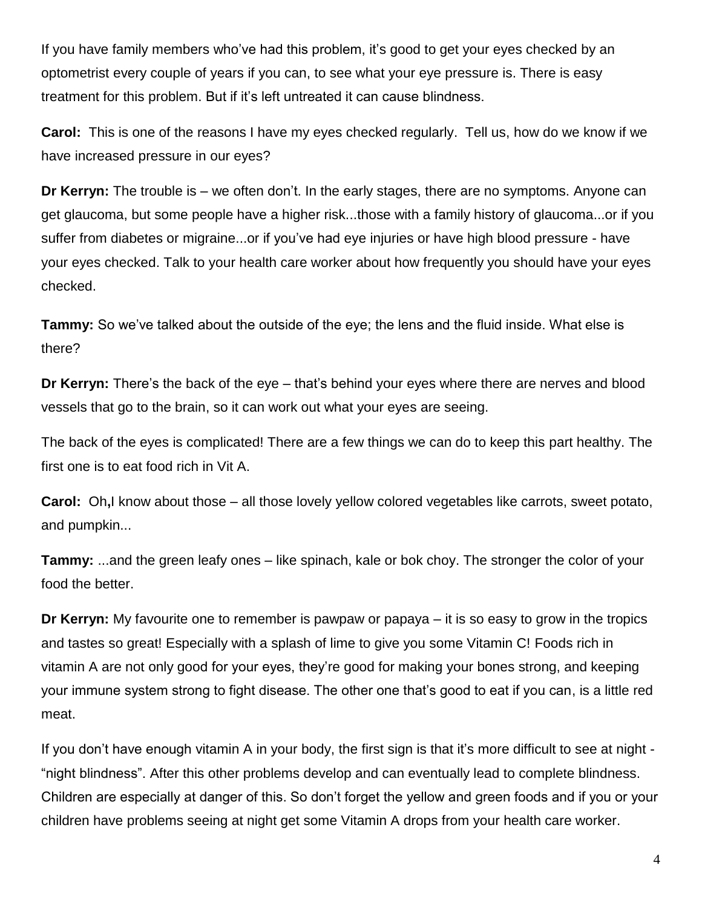If you have family members who've had this problem, it's good to get your eyes checked by an optometrist every couple of years if you can, to see what your eye pressure is. There is easy treatment for this problem. But if it's left untreated it can cause blindness.

**Carol:** This is one of the reasons I have my eyes checked regularly. Tell us, how do we know if we have increased pressure in our eyes?

**Dr Kerryn:** The trouble is – we often don't. In the early stages, there are no symptoms. Anyone can get glaucoma, but some people have a higher risk...those with a family history of glaucoma...or if you suffer from diabetes or migraine...or if you've had eye injuries or have high blood pressure - have your eyes checked. Talk to your health care worker about how frequently you should have your eyes checked.

**Tammy:** So we've talked about the outside of the eye; the lens and the fluid inside. What else is there?

**Dr Kerryn:** There's the back of the eye – that's behind your eyes where there are nerves and blood vessels that go to the brain, so it can work out what your eyes are seeing.

The back of the eyes is complicated! There are a few things we can do to keep this part healthy. The first one is to eat food rich in Vit A.

**Carol:** Oh,I know about those – all those lovely yellow colored vegetables like carrots, sweet potato, and pumpkin...

**Tammy:** ...and the green leafy ones – like spinach, kale or bok choy. The stronger the color of your food the better.

**Dr Kerryn:** My favourite one to remember is pawpaw or papaya – it is so easy to grow in the tropics and tastes so great! Especially with a splash of lime to give you some Vitamin C! Foods rich in vitamin A are not only good for your eyes, they're good for making your bones strong, and keeping your immune system strong to fight disease. The other one that's good to eat if you can, is a little red meat.

If you don't have enough vitamin A in your body, the first sign is that it's more difficult to see at night - "night blindness". After this other problems develop and can eventually lead to complete blindness. Children are especially at danger of this. So don't forget the yellow and green foods and if you or your children have problems seeing at night get some Vitamin A drops from your health care worker.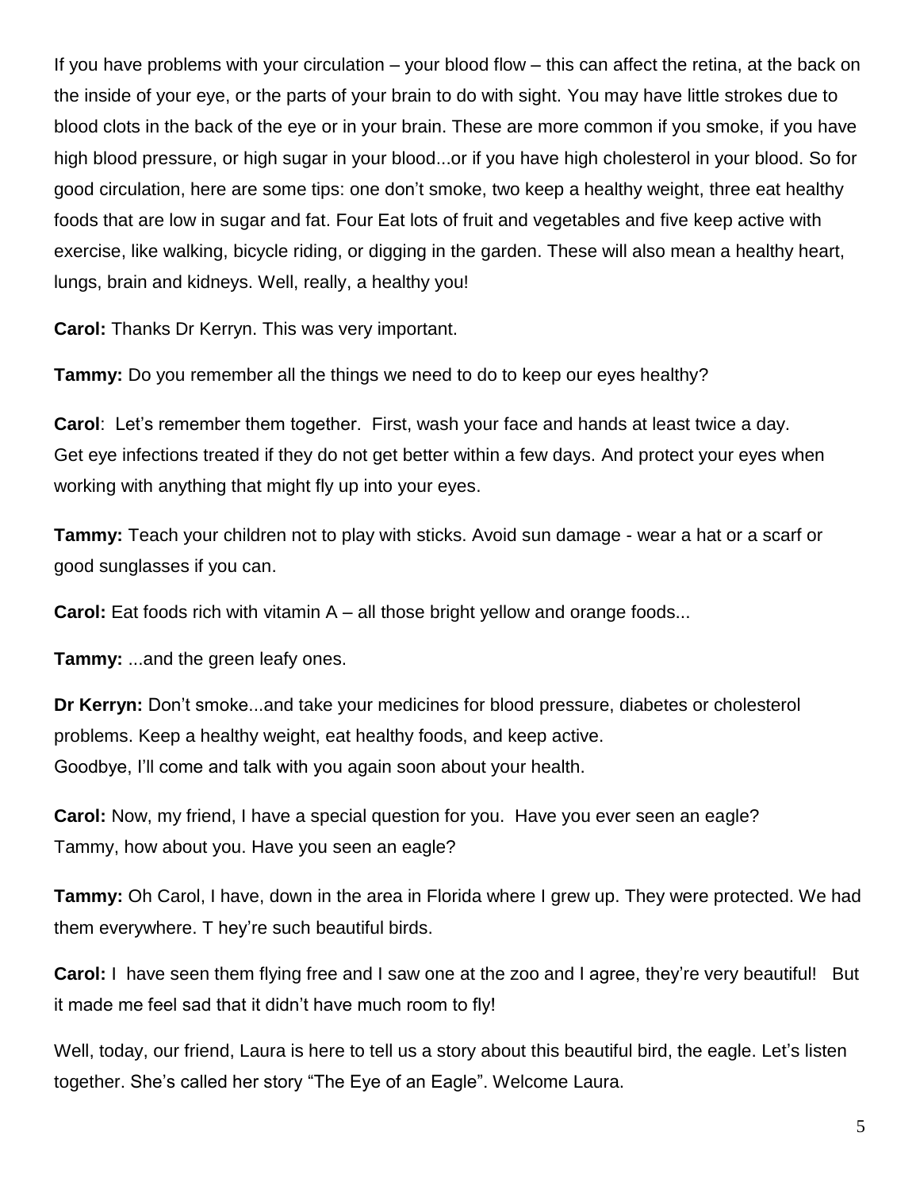If you have problems with your circulation – your blood flow – this can affect the retina, at the back on the inside of your eye, or the parts of your brain to do with sight. You may have little strokes due to blood clots in the back of the eye or in your brain. These are more common if you smoke, if you have high blood pressure, or high sugar in your blood...or if you have high cholesterol in your blood. So for good circulation, here are some tips: one don't smoke, two keep a healthy weight, three eat healthy foods that are low in sugar and fat. Four Eat lots of fruit and vegetables and five keep active with exercise, like walking, bicycle riding, or digging in the garden. These will also mean a healthy heart, lungs, brain and kidneys. Well, really, a healthy you!

**Carol:** Thanks Dr Kerryn. This was very important.

**Tammy:** Do you remember all the things we need to do to keep our eyes healthy?

**Carol**: Let's remember them together. First, wash your face and hands at least twice a day. Get eye infections treated if they do not get better within a few days. And protect your eyes when working with anything that might fly up into your eyes.

**Tammy:** Teach your children not to play with sticks. Avoid sun damage - wear a hat or a scarf or good sunglasses if you can.

**Carol:** Eat foods rich with vitamin A – all those bright yellow and orange foods...

**Tammy:** ...and the green leafy ones.

**Dr Kerryn:** Don't smoke...and take your medicines for blood pressure, diabetes or cholesterol problems. Keep a healthy weight, eat healthy foods, and keep active.
Goodbye, I'll come and talk with you again soon about your health.

**Carol:** Now, my friend, I have a special question for you. Have you ever seen an eagle? Tammy, how about you. Have you seen an eagle?

**Tammy:** Oh Carol, I have, down in the area in Florida where I grew up. They were protected. We had them everywhere. T hey're such beautiful birds.

**Carol:** I have seen them flying free and I saw one at the zoo and I agree, they're very beautiful! But it made me feel sad that it didn't have much room to fly!

Well, today, our friend, Laura is here to tell us a story about this beautiful bird, the eagle. Let's listen together. She's called her story "The Eye of an Eagle". Welcome Laura.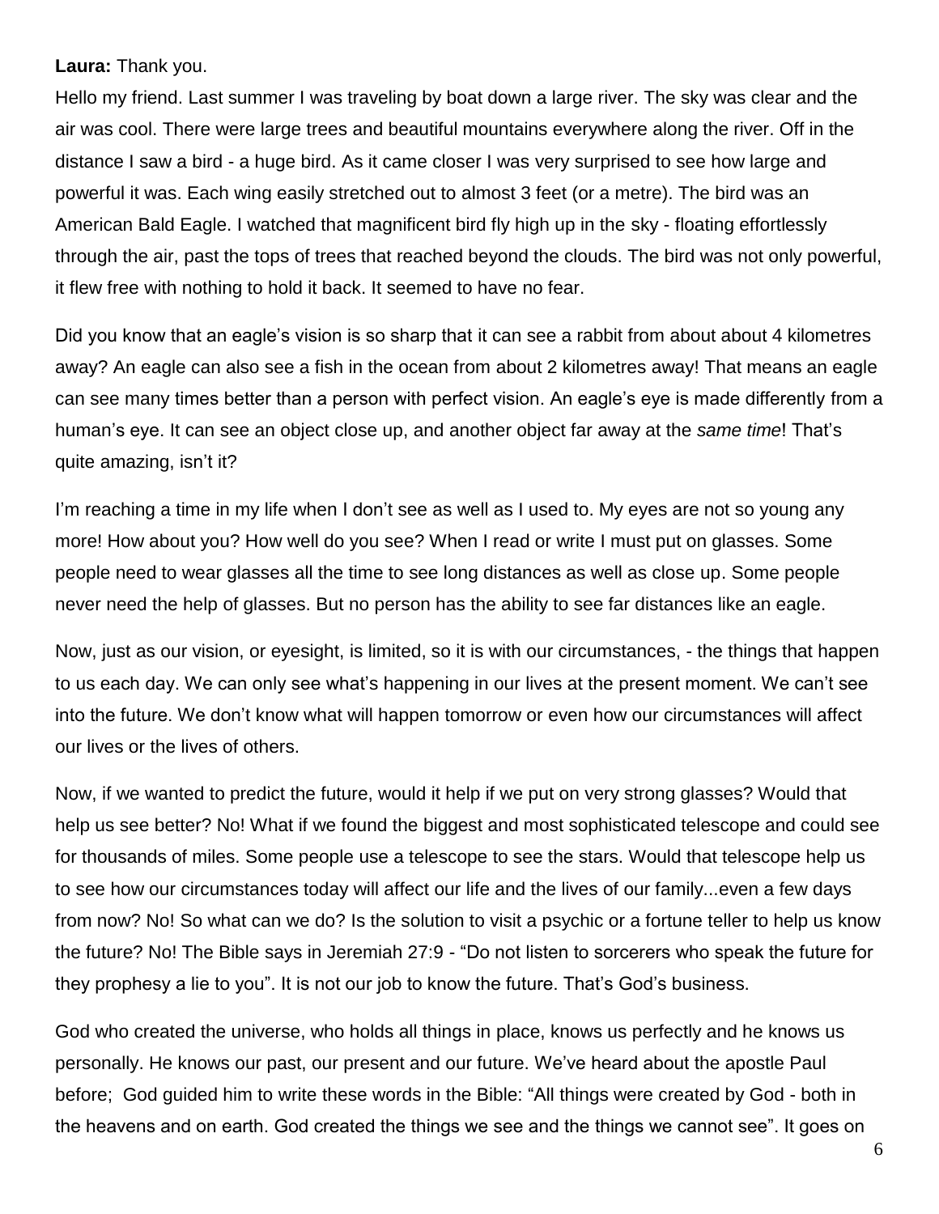**Laura:** Thank you.

Hello my friend. Last summer I was traveling by boat down a large river. The sky was clear and the air was cool. There were large trees and beautiful mountains everywhere along the river. Off in the distance I saw a bird - a huge bird. As it came closer I was very surprised to see how large and powerful it was. Each wing easily stretched out to almost 3 feet (or a metre). The bird was an American Bald Eagle. I watched that magnificent bird fly high up in the sky - floating effortlessly through the air, past the tops of trees that reached beyond the clouds. The bird was not only powerful, it flew free with nothing to hold it back. It seemed to have no fear.

Did you know that an eagle's vision is so sharp that it can see a rabbit from about about 4 kilometres away? An eagle can also see a fish in the ocean from about 2 kilometres away! That means an eagle can see many times better than a person with perfect vision. An eagle's eye is made differently from a human's eye. It can see an object close up, and another object far away at the *same time*! That's quite amazing, isn't it?

I'm reaching a time in my life when I don't see as well as I used to. My eyes are not so young any more! How about you? How well do you see? When I read or write I must put on glasses. Some people need to wear glasses all the time to see long distances as well as close up. Some people never need the help of glasses. But no person has the ability to see far distances like an eagle.

Now, just as our vision, or eyesight, is limited, so it is with our circumstances, - the things that happen to us each day. We can only see what's happening in our lives at the present moment. We can't see into the future. We don't know what will happen tomorrow or even how our circumstances will affect our lives or the lives of others.

Now, if we wanted to predict the future, would it help if we put on very strong glasses? Would that help us see better? No! What if we found the biggest and most sophisticated telescope and could see for thousands of miles. Some people use a telescope to see the stars. Would that telescope help us to see how our circumstances today will affect our life and the lives of our family...even a few days from now? No! So what can we do? Is the solution to visit a psychic or a fortune teller to help us know the future? No! The Bible says in Jeremiah 27:9 - "Do not listen to sorcerers who speak the future for they prophesy a lie to you". It is not our job to know the future. That's God's business.

God who created the universe, who holds all things in place, knows us perfectly and he knows us personally. He knows our past, our present and our future. We've heard about the apostle Paul before; God guided him to write these words in the Bible: "All things were created by God - both in the heavens and on earth. God created the things we see and the things we cannot see". It goes on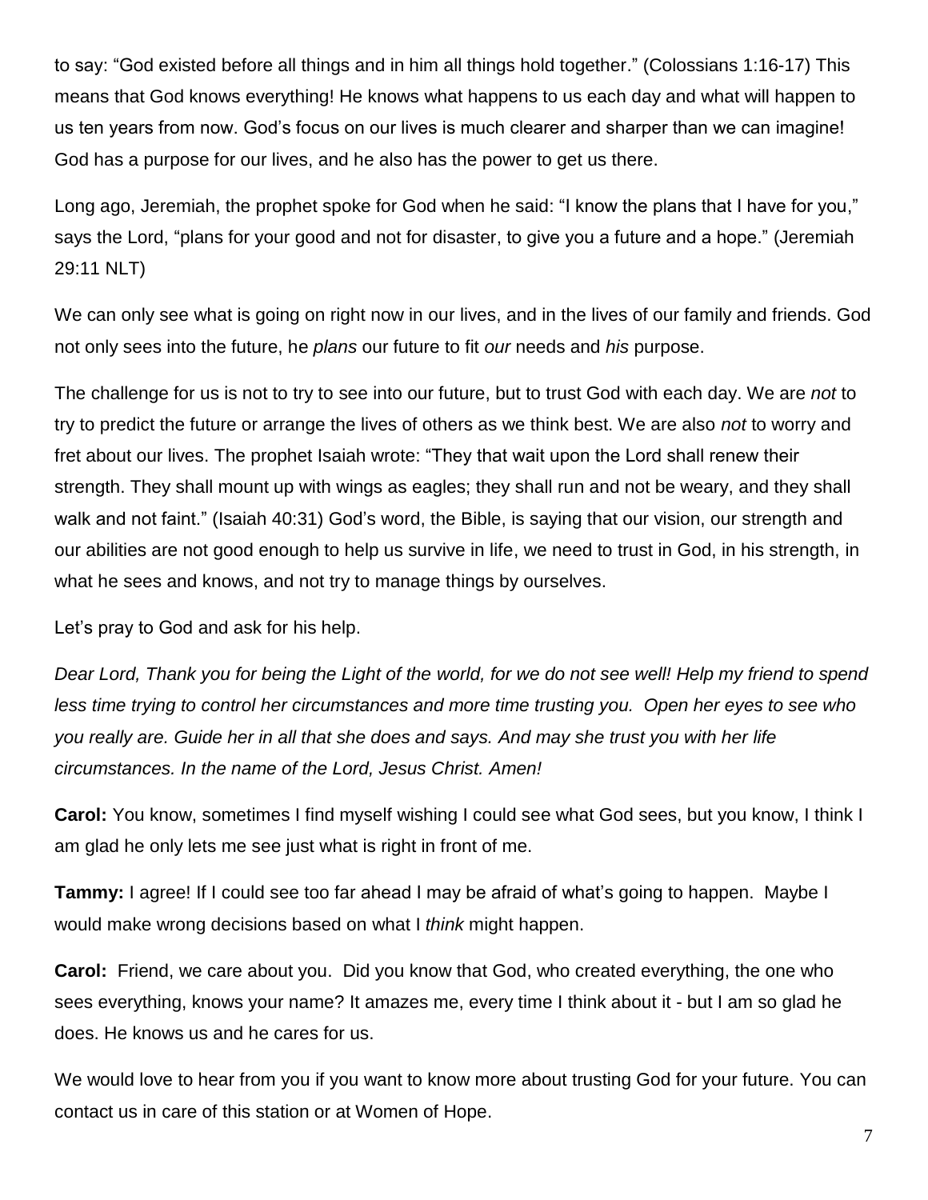to say: "God existed before all things and in him all things hold together." (Colossians 1:16-17) This means that God knows everything! He knows what happens to us each day and what will happen to us ten years from now. God's focus on our lives is much clearer and sharper than we can imagine! God has a purpose for our lives, and he also has the power to get us there.

Long ago, Jeremiah, the prophet spoke for God when he said: "I know the plans that I have for you," says the Lord, "plans for your good and not for disaster, to give you a future and a hope." (Jeremiah 29:11 NLT)

We can only see what is going on right now in our lives, and in the lives of our family and friends. God not only sees into the future, he *plans* our future to fit *our* needs and *his* purpose.

The challenge for us is not to try to see into our future, but to trust God with each day. We are *not* to try to predict the future or arrange the lives of others as we think best. We are also *not* to worry and fret about our lives. The prophet Isaiah wrote: "They that wait upon the Lord shall renew their strength. They shall mount up with wings as eagles; they shall run and not be weary, and they shall walk and not faint." (Isaiah 40:31) God's word, the Bible, is saying that our vision, our strength and our abilities are not good enough to help us survive in life, we need to trust in God, in his strength, in what he sees and knows, and not try to manage things by ourselves.

Let's pray to God and ask for his help.

*Dear Lord, Thank you for being the Light of the world, for we do not see well! Help my friend to spend less time trying to control her circumstances and more time trusting you. Open her eyes to see who you really are. Guide her in all that she does and says. And may she trust you with her life circumstances. In the name of the Lord, Jesus Christ. Amen!*

**Carol:** You know, sometimes I find myself wishing I could see what God sees, but you know, I think I am glad he only lets me see just what is right in front of me.

**Tammy:** I agree! If I could see too far ahead I may be afraid of what's going to happen. Maybe I would make wrong decisions based on what I *think* might happen.

**Carol:** Friend, we care about you. Did you know that God, who created everything, the one who sees everything, knows your name? It amazes me, every time I think about it - but I am so glad he does. He knows us and he cares for us.

We would love to hear from you if you want to know more about trusting God for your future. You can contact us in care of this station or at Women of Hope.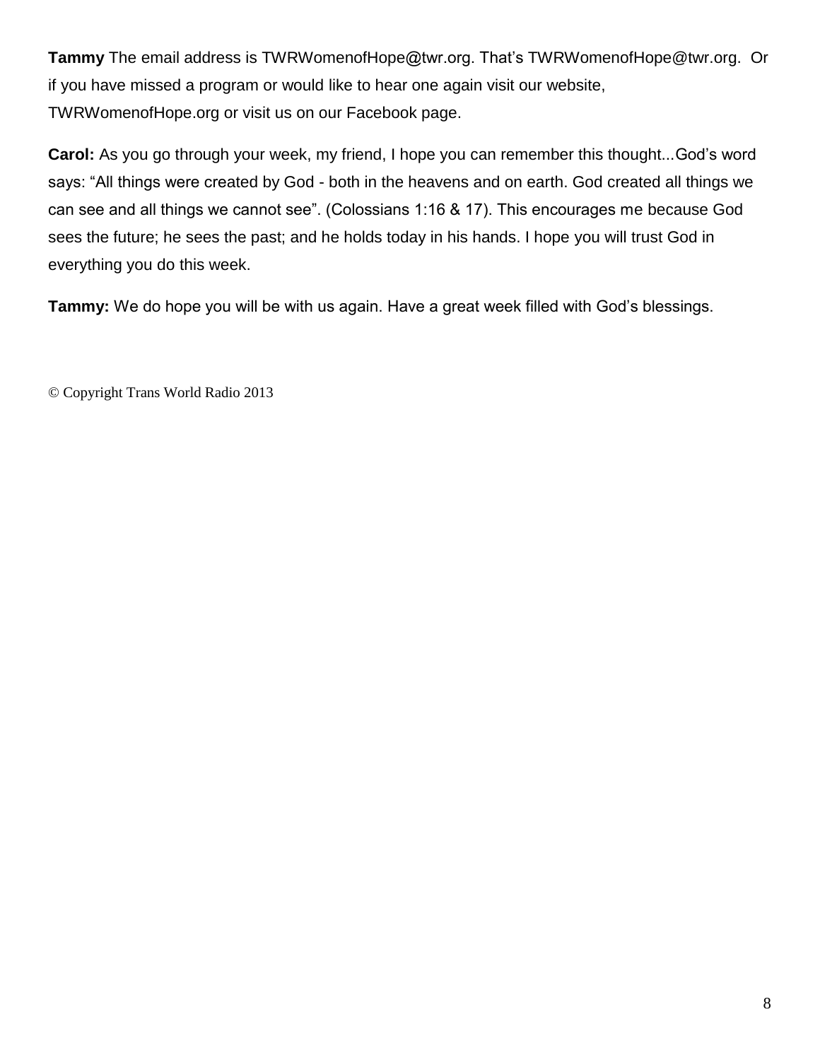**Tammy** The email address is TWRWomenofHope@twr.org. That's TWRWomenofHope@twr.org. Or if you have missed a program or would like to hear one again visit our website, TWRWomenofHope.org or visit us on our Facebook page.

**Carol:** As you go through your week, my friend, I hope you can remember this thought...God's word says: "All things were created by God - both in the heavens and on earth. God created all things we can see and all things we cannot see". (Colossians 1:16 & 17). This encourages me because God sees the future; he sees the past; and he holds today in his hands. I hope you will trust God in everything you do this week.

**Tammy:** We do hope you will be with us again. Have a great week filled with God's blessings.

© Copyright Trans World Radio 2013